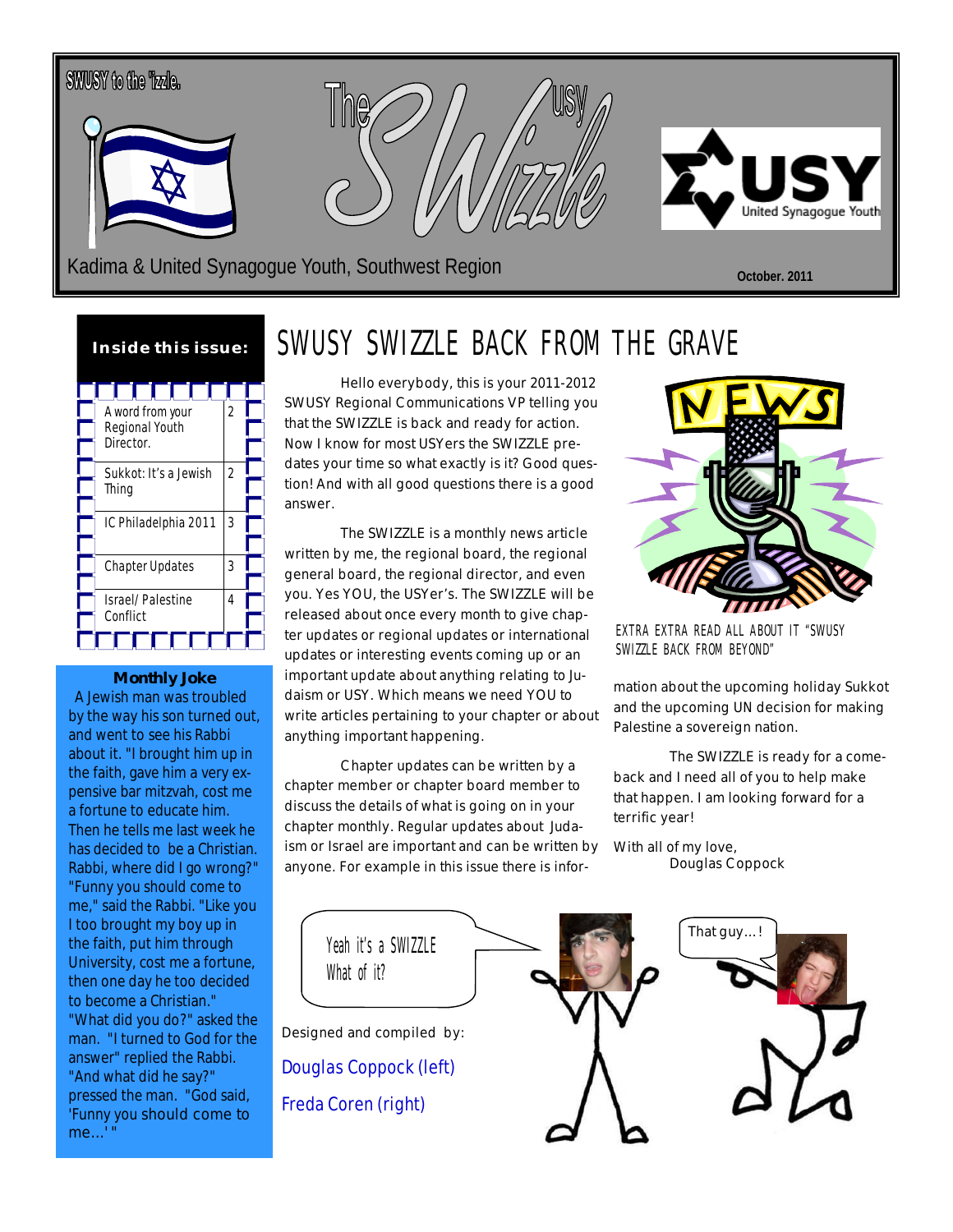SWUSY to the 'izzle.

# The SWizzle USY

Kadima & United Synagogue Youth, Southwest Region

October. 2011

**Inside this issue:**

| | |
|---|---|
| A word from your Regional Youth Director. | 2 |
| Sukkot: It's a Jewish Thing | 2 |
| IC Philadelphia 2011 | 3 |
| Chapter Updates | 3 |
| Israel/ Palestine Conflict | 4 |

**Monthly Joke**

A Jewish man was troubled by the way his son turned out, and went to see his Rabbi about it. "I brought him up in the faith, gave him a very expensive bar mitzvah, cost me a fortune to educate him. Then he tells me last week he has decided to be a Christian. Rabbi, where did I go wrong?" "Funny you should come to me," said the Rabbi. "Like you I too brought my boy up in the faith, put him through University, cost me a fortune, then one day he too decided to become a Christian." "What did you do?" asked the man. "I turned to God for the answer" replied the Rabbi. "And what did he say?" pressed the man. "God said, 'Funny you should come to me...' "

# SWUSY SWIZZLE BACK FROM THE GRAVE

Hello everybody, this is your 2011-2012 SWUSY Regional Communications VP telling you that the SWIZZLE is back and ready for action. Now I know for most USYers the SWIZZLE predates your time so what exactly is it? Good question! And with all good questions there is a good answer.

The SWIZZLE is a monthly news article written by me, the regional board, the regional general board, the regional director, and even you. Yes YOU, the USYer's. The SWIZZLE will be released about once every month to give chapter updates or regional updates or international updates or interesting events coming up or an important update about anything relating to Judaism or USY. Which means we need YOU to write articles pertaining to your chapter or about anything important happening.

Chapter updates can be written by a chapter member or chapter board member to discuss the details of what is going on in your chapter monthly. Regular updates about Judaism or Israel are important and can be written by anyone. For example in this issue there is information about the upcoming holiday Sukkot and the upcoming UN decision for making Palestine a sovereign nation.

EXTRA EXTRA READ ALL ABOUT IT "SWUSY SWIZZLE BACK FROM BEYOND"

The SWIZZLE is ready for a comeback and I need all of you to help make that happen. I am looking forward for a terrific year!

With all of my love,
Douglas Coppock

Yeah it's a SWIZZLE What of it?

That guy…!

Designed and compiled by:

Douglas Coppock (left)

Freda Coren (right)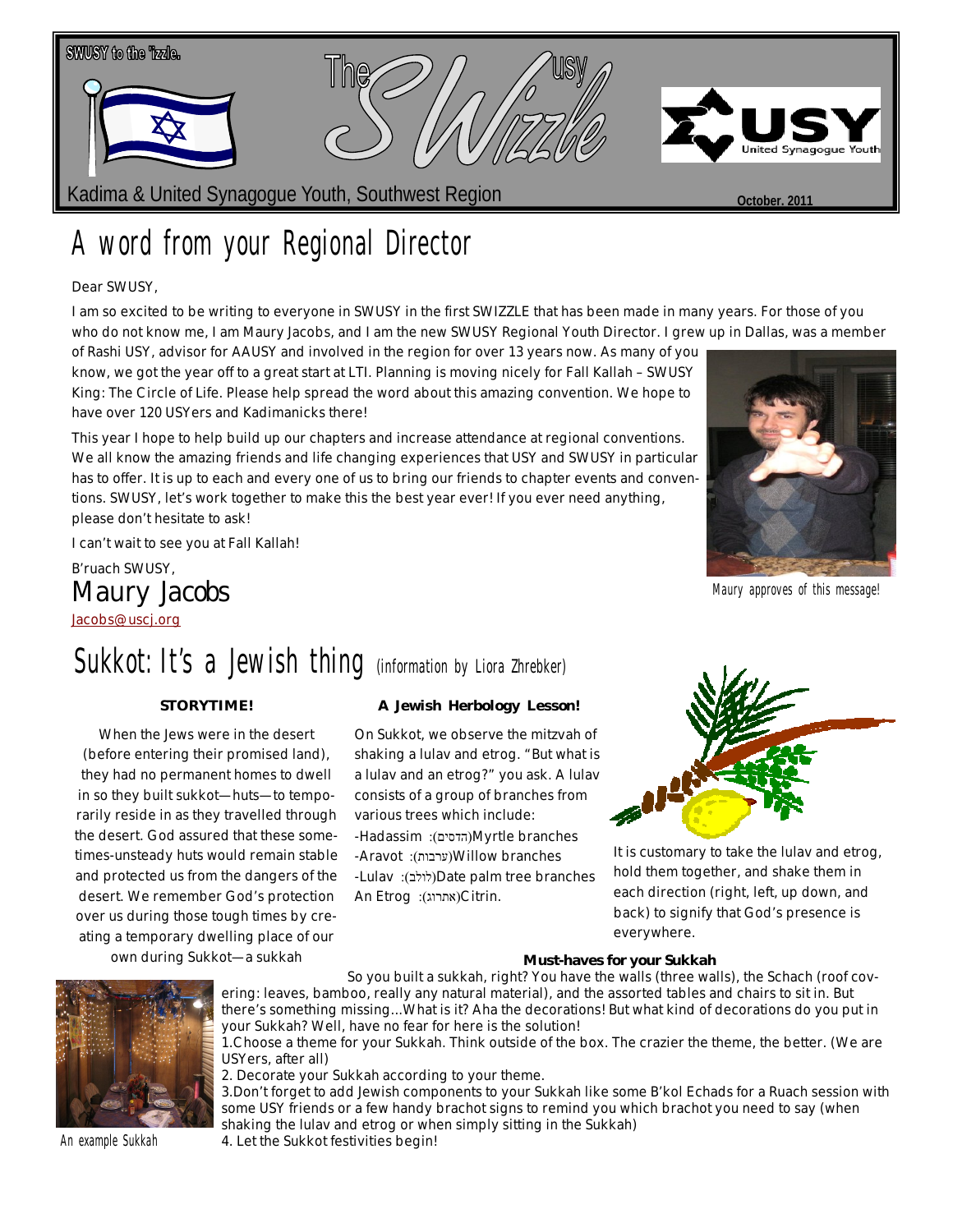SWUSY to the 'izzle.

The SWizzle

Kadima & United Synagogue Youth, Southwest Region

October, 2011

# A word from your Regional Director

Dear SWUSY,

I am so excited to be writing to everyone in SWUSY in the first SWIZZLE that has been made in many years. For those of you who do not know me, I am Maury Jacobs, and I am the new SWUSY Regional Youth Director. I grew up in Dallas, was a member of Rashi USY, advisor for AAUSY and involved in the region for over 13 years now. As many of you know, we got the year off to a great start at LTI. Planning is moving nicely for Fall Kallah – SWUSY King: The Circle of Life. Please help spread the word about this amazing convention. We hope to have over 120 USYers and Kadimanicks there!

This year I hope to help build up our chapters and increase attendance at regional conventions. We all know the amazing friends and life changing experiences that USY and SWUSY in particular has to offer. It is up to each and every one of us to bring our friends to chapter events and conventions. SWUSY, let's work together to make this the best year ever! If you ever need anything, please don't hesitate to ask!

I can't wait to see you at Fall Kallah!

B'ruach SWUSY,

Maury Jacobs

Jacobs@uscj.org

Maury approves of this message!

# Sukkot: It's a Jewish thing (information by Liora Zhrebker)

**STORYTIME!**

When the Jews were in the desert (before entering their promised land), they had no permanent homes to dwell in so they built sukkot—huts—to temporarily reside in as they travelled through the desert. God assured that these sometimes-unsteady huts would remain stable and protected us from the dangers of the desert. We remember God's protection over us during those tough times by creating a temporary dwelling place of our own during Sukkot—a sukkah

**A Jewish Herbology Lesson!**

On Sukkot, we observe the mitzvah of shaking a lulav and etrog. "But what is a lulav and an etrog?" you ask. A lulav consists of a group of branches from various trees which include:

-Hadassim (הדסים): Myrtle branches
-Aravot (ערבות): Willow branches
-Lulav (לולב): Date palm tree branches
An Etrog (אתרוג): Citrin.

It is customary to take the lulav and etrog, hold them together, and shake them in each direction (right, left, up down, and back) to signify that God's presence is everywhere.

**Must-haves for your Sukkah**

So you built a sukkah, right? You have the walls (three walls), the Schach (roof covering: leaves, bamboo, really any natural material), and the assorted tables and chairs to sit in. But there's something missing...What is it? Aha the decorations! But what kind of decorations do you put in your Sukkah? Well, have no fear for here is the solution!

1. Choose a theme for your Sukkah. Think outside of the box. The crazier the theme, the better. (We are USYers, after all)
2. Decorate your Sukkah according to your theme.
3. Don't forget to add Jewish components to your Sukkah like some B'kol Echads for a Ruach session with some USY friends or a few handy brachot signs to remind you which brachot you need to say (when shaking the lulav and etrog or when simply sitting in the Sukkah)
4. Let the Sukkot festivities begin!

An example Sukkah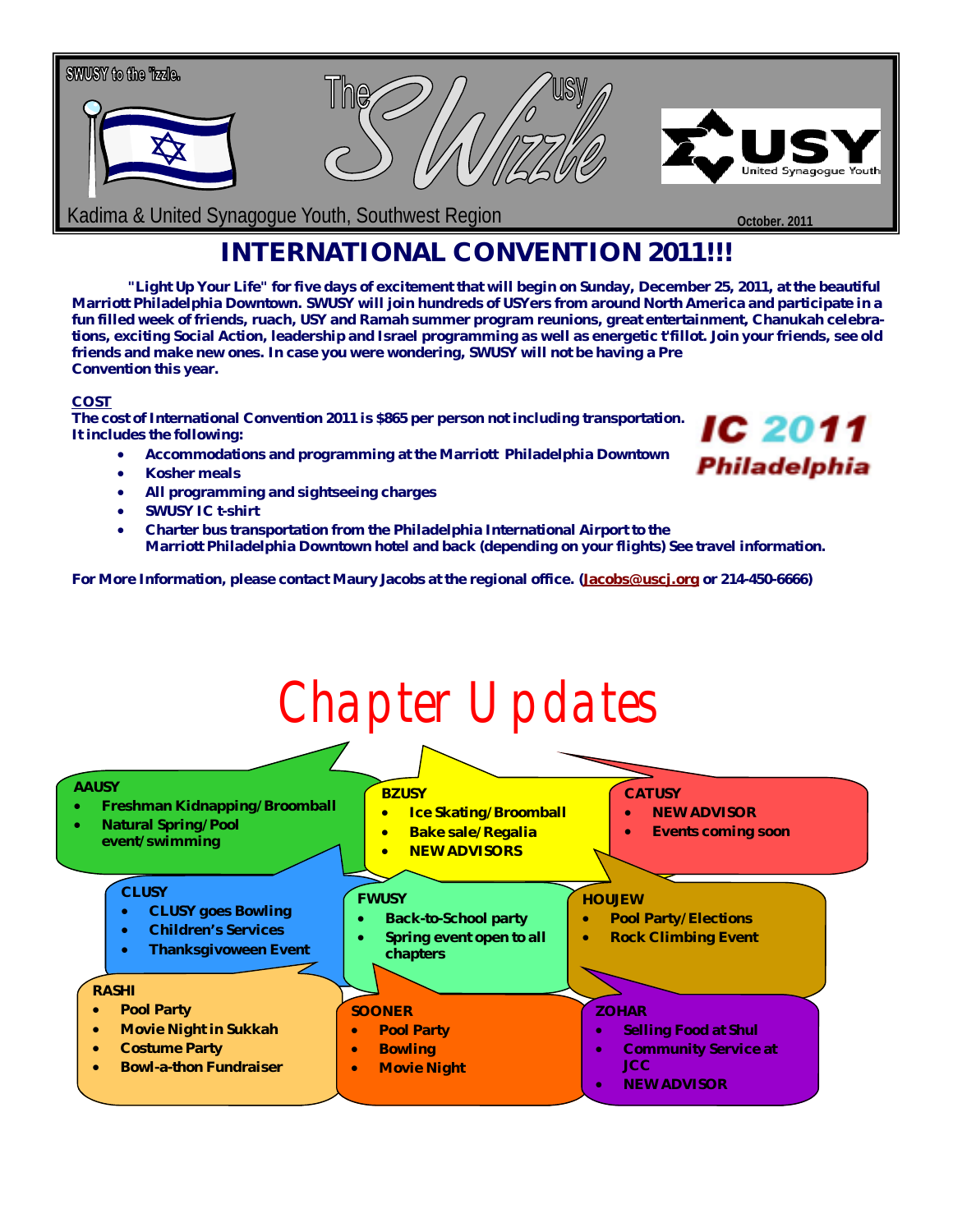SWUSY to the 'izzle.

The SWizzle USY

USY United Synagogue Youth

Kadima & United Synagogue Youth, Southwest Region

October. 2011

# INTERNATIONAL CONVENTION 2011!!!

**"Light Up Your Life" for five days of excitement that will begin on Sunday, December 25, 2011, at the beautiful Marriott Philadelphia Downtown. SWUSY will join hundreds of USYers from around North America and participate in a fun filled week of friends, ruach, USY and Ramah summer program reunions, great entertainment, Chanukah celebrations, exciting Social Action, leadership and Israel programming as well as energetic t'fillot. Join your friends, see old friends and make new ones. In case you were wondering, SWUSY will not be having a Pre Convention this year.**

**COST**

**The cost of International Convention 2011 is $865 per person not including transportation. It includes the following:**

- **Accommodations and programming at the Marriott Philadelphia Downtown**
- **Kosher meals**
- **All programming and sightseeing charges**
- **SWUSY IC t-shirt**
- **Charter bus transportation from the Philadelphia International Airport to the Marriott Philadelphia Downtown hotel and back (depending on your flights) See travel information.**

**IC 2011 Philadelphia**

**For More Information, please contact Maury Jacobs at the regional office. (Jacobs@uscj.org or 214-450-6666)**

# Chapter Updates

**AAUSY**
- **Freshman Kidnapping/Broomball**
- **Natural Spring/Pool event/swimming**

**BZUSY**
- **Ice Skating/Broomball**
- **Bake sale/Regalia**
- **NEW ADVISORS**

**CATUSY**
- **NEW ADVISOR**
- **Events coming soon**

**CLUSY**
- **CLUSY goes Bowling**
- **Children's Services**
- **Thanksgivoween Event**

**FWUSY**
- **Back-to-School party**
- **Spring event open to all chapters**

**HOUJEW**
- **Pool Party/Elections**
- **Rock Climbing Event**

**RASHI**
- **Pool Party**
- **Movie Night in Sukkah**
- **Costume Party**
- **Bowl-a-thon Fundraiser**

**SOONER**
- **Pool Party**
- **Bowling**
- **Movie Night**

**ZOHAR**
- **Selling Food at Shul**
- **Community Service at JCC**
- **NEW ADVISOR**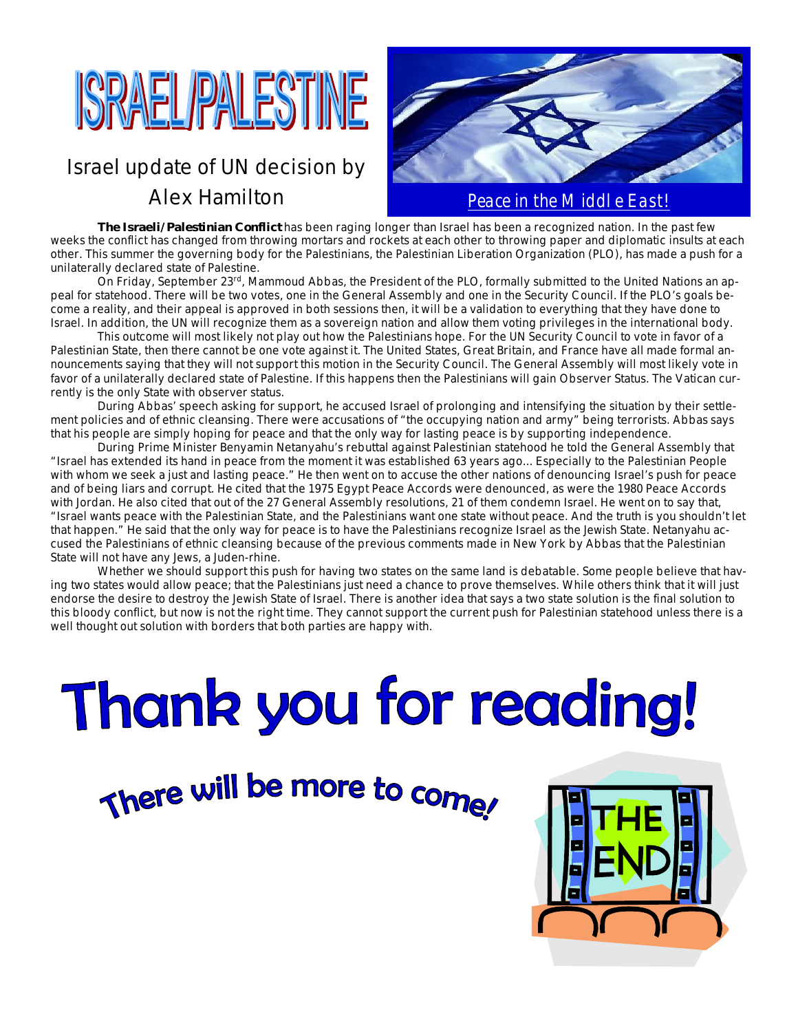# ISRAEL/PALESTINE

## Israel update of UN decision by Alex Hamilton

Peace in the Middle East!

**The Israeli/Palestinian Conflict** has been raging longer than Israel has been a recognized nation. In the past few weeks the conflict has changed from throwing mortars and rockets at each other to throwing paper and diplomatic insults at each other. This summer the governing body for the Palestinians, the Palestinian Liberation Organization (PLO), has made a push for a unilaterally declared state of Palestine.

On Friday, September 23rd, Mammoud Abbas, the President of the PLO, formally submitted to the United Nations an appeal for statehood. There will be two votes, one in the General Assembly and one in the Security Council. If the PLO's goals become a reality, and their appeal is approved in both sessions then, it will be a validation to everything that they have done to Israel. In addition, the UN will recognize them as a sovereign nation and allow them voting privileges in the international body.

This outcome will most likely not play out how the Palestinians hope. For the UN Security Council to vote in favor of a Palestinian State, then there cannot be one vote against it. The United States, Great Britain, and France have all made formal announcements saying that they will not support this motion in the Security Council. The General Assembly will most likely vote in favor of a unilaterally declared state of Palestine. If this happens then the Palestinians will gain Observer Status. The Vatican currently is the only State with observer status.

During Abbas' speech asking for support, he accused Israel of prolonging and intensifying the situation by their settlement policies and of ethnic cleansing. There were accusations of "the occupying nation and army" being terrorists. Abbas says that his people are simply hoping for peace and that the only way for lasting peace is by supporting independence.

During Prime Minister Benyamin Netanyahu's rebuttal against Palestinian statehood he told the General Assembly that "Israel has extended its hand in peace from the moment it was established 63 years ago... Especially to the Palestinian People with whom we seek a just and lasting peace." He then went on to accuse the other nations of denouncing Israel's push for peace and of being liars and corrupt. He cited that the 1975 Egypt Peace Accords were denounced, as were the 1980 Peace Accords with Jordan. He also cited that out of the 27 General Assembly resolutions, 21 of them condemn Israel. He went on to say that, "Israel wants peace with the Palestinian State, and the Palestinians want one state without peace. And the truth is you shouldn't let that happen." He said that the only way for peace is to have the Palestinians recognize Israel as the Jewish State. Netanyahu accused the Palestinians of ethnic cleansing because of the previous comments made in New York by Abbas that the Palestinian State will not have any Jews, a Juden-rhine.

Whether we should support this push for having two states on the same land is debatable. Some people believe that having two states would allow peace; that the Palestinians just need a chance to prove themselves. While others think that it will just endorse the desire to destroy the Jewish State of Israel. There is another idea that says a two state solution is the final solution to this bloody conflict, but now is not the right time. They cannot support the current push for Palestinian statehood unless there is a well thought out solution with borders that both parties are happy with.

# Thank you for reading!

## There will be more to come!

THE END